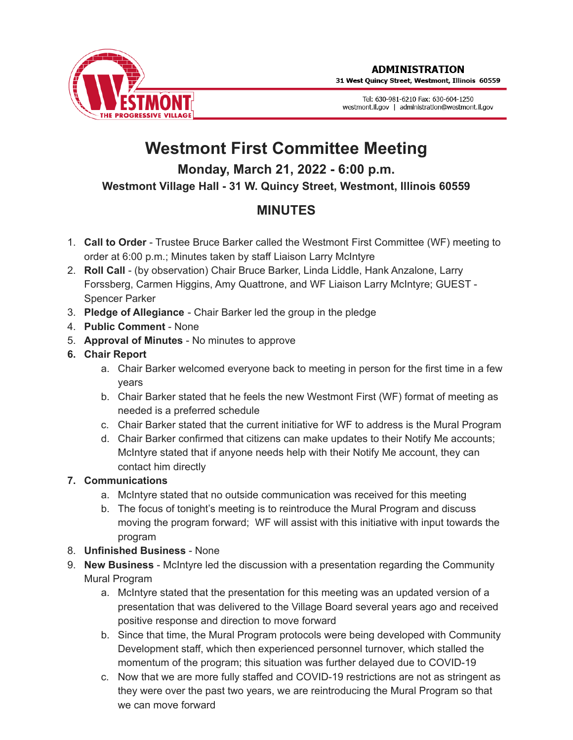ADMINISTRATION
31 West Quincy Street, Westmont, Illinois 60559

Tel: 630-981-6210 Fax: 630-604-1250
westmont.il.gov | administration@westmont.il.gov

# Westmont First Committee Meeting

## Monday, March 21, 2022 - 6:00 p.m.

### Westmont Village Hall - 31 W. Quincy Street, Westmont, Illinois 60559

## MINUTES

1. **Call to Order** - Trustee Bruce Barker called the Westmont First Committee (WF) meeting to order at 6:00 p.m.; Minutes taken by staff Liaison Larry McIntyre
2. **Roll Call** - (by observation) Chair Bruce Barker, Linda Liddle, Hank Anzalone, Larry Forssberg, Carmen Higgins, Amy Quattrone, and WF Liaison Larry McIntyre; GUEST - Spencer Parker
3. **Pledge of Allegiance** - Chair Barker led the group in the pledge
4. **Public Comment** - None
5. **Approval of Minutes** - No minutes to approve
6. **Chair Report**
    a. Chair Barker welcomed everyone back to meeting in person for the first time in a few years
    b. Chair Barker stated that he feels the new Westmont First (WF) format of meeting as needed is a preferred schedule
    c. Chair Barker stated that the current initiative for WF to address is the Mural Program
    d. Chair Barker confirmed that citizens can make updates to their Notify Me accounts; McIntyre stated that if anyone needs help with their Notify Me account, they can contact him directly
7. **Communications**
    a. McIntyre stated that no outside communication was received for this meeting
    b. The focus of tonight's meeting is to reintroduce the Mural Program and discuss moving the program forward; WF will assist with this initiative with input towards the program
8. **Unfinished Business** - None
9. **New Business** - McIntyre led the discussion with a presentation regarding the Community Mural Program
    a. McIntyre stated that the presentation for this meeting was an updated version of a presentation that was delivered to the Village Board several years ago and received positive response and direction to move forward
    b. Since that time, the Mural Program protocols were being developed with Community Development staff, which then experienced personnel turnover, which stalled the momentum of the program; this situation was further delayed due to COVID-19
    c. Now that we are more fully staffed and COVID-19 restrictions are not as stringent as they were over the past two years, we are reintroducing the Mural Program so that we can move forward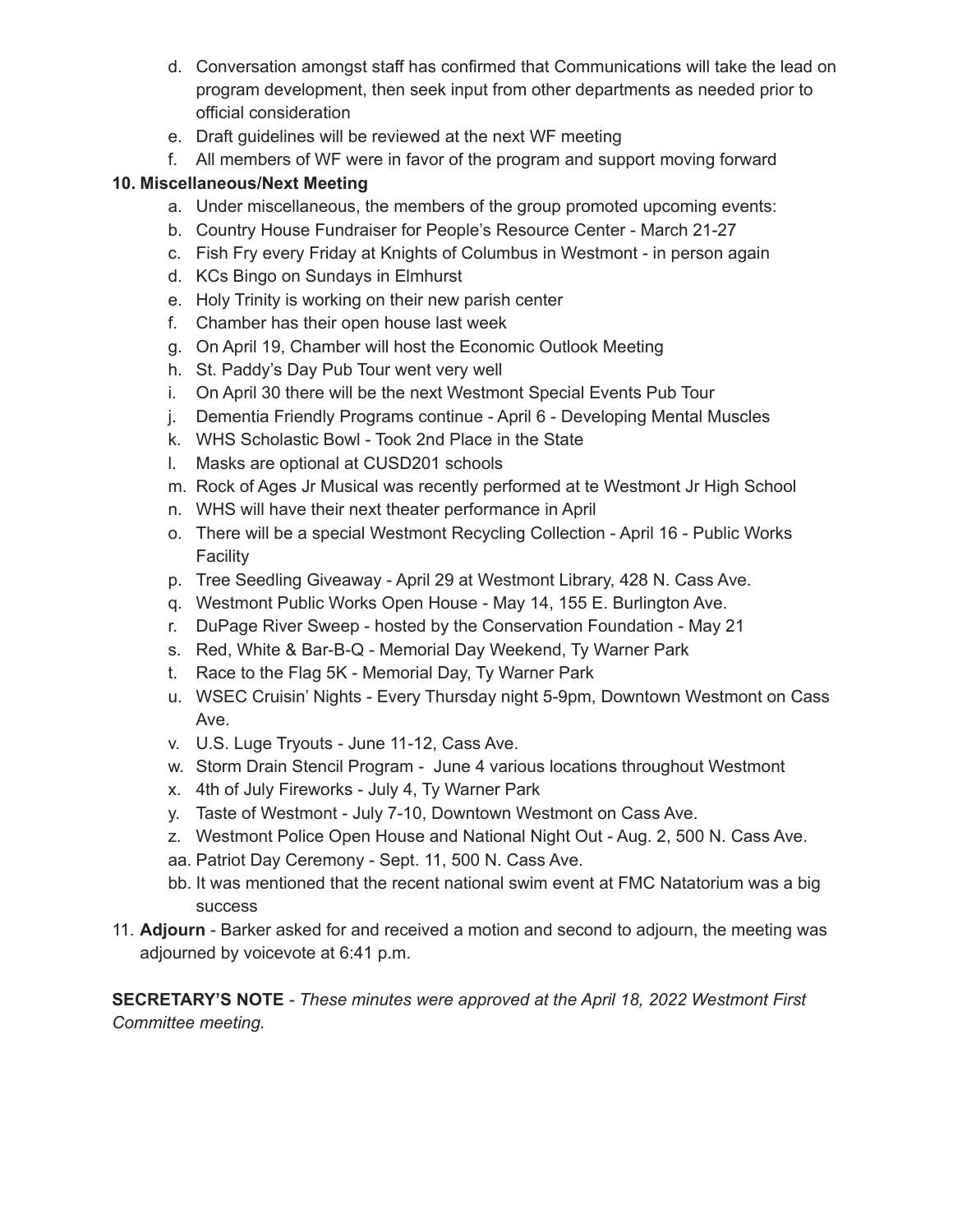d. Conversation amongst staff has confirmed that Communications will take the lead on program development, then seek input from other departments as needed prior to official consideration
e. Draft guidelines will be reviewed at the next WF meeting
f. All members of WF were in favor of the program and support moving forward

**10. Miscellaneous/Next Meeting**

a. Under miscellaneous, the members of the group promoted upcoming events:
b. Country House Fundraiser for People's Resource Center - March 21-27
c. Fish Fry every Friday at Knights of Columbus in Westmont - in person again
d. KCs Bingo on Sundays in Elmhurst
e. Holy Trinity is working on their new parish center
f. Chamber has their open house last week
g. On April 19, Chamber will host the Economic Outlook Meeting
h. St. Paddy's Day Pub Tour went very well
i. On April 30 there will be the next Westmont Special Events Pub Tour
j. Dementia Friendly Programs continue - April 6 - Developing Mental Muscles
k. WHS Scholastic Bowl - Took 2nd Place in the State
l. Masks are optional at CUSD201 schools
m. Rock of Ages Jr Musical was recently performed at te Westmont Jr High School
n. WHS will have their next theater performance in April
o. There will be a special Westmont Recycling Collection - April 16 - Public Works Facility
p. Tree Seedling Giveaway - April 29 at Westmont Library, 428 N. Cass Ave.
q. Westmont Public Works Open House - May 14, 155 E. Burlington Ave.
r. DuPage River Sweep - hosted by the Conservation Foundation - May 21
s. Red, White & Bar-B-Q - Memorial Day Weekend, Ty Warner Park
t. Race to the Flag 5K - Memorial Day, Ty Warner Park
u. WSEC Cruisin' Nights - Every Thursday night 5-9pm, Downtown Westmont on Cass Ave.
v. U.S. Luge Tryouts - June 11-12, Cass Ave.
w. Storm Drain Stencil Program - June 4 various locations throughout Westmont
x. 4th of July Fireworks - July 4, Ty Warner Park
y. Taste of Westmont - July 7-10, Downtown Westmont on Cass Ave.
z. Westmont Police Open House and National Night Out - Aug. 2, 500 N. Cass Ave.
aa. Patriot Day Ceremony - Sept. 11, 500 N. Cass Ave.
bb. It was mentioned that the recent national swim event at FMC Natatorium was a big success

11. **Adjourn** - Barker asked for and received a motion and second to adjourn, the meeting was adjourned by voicevote at 6:41 p.m.

**SECRETARY'S NOTE** - *These minutes were approved at the April 18, 2022 Westmont First Committee meeting.*